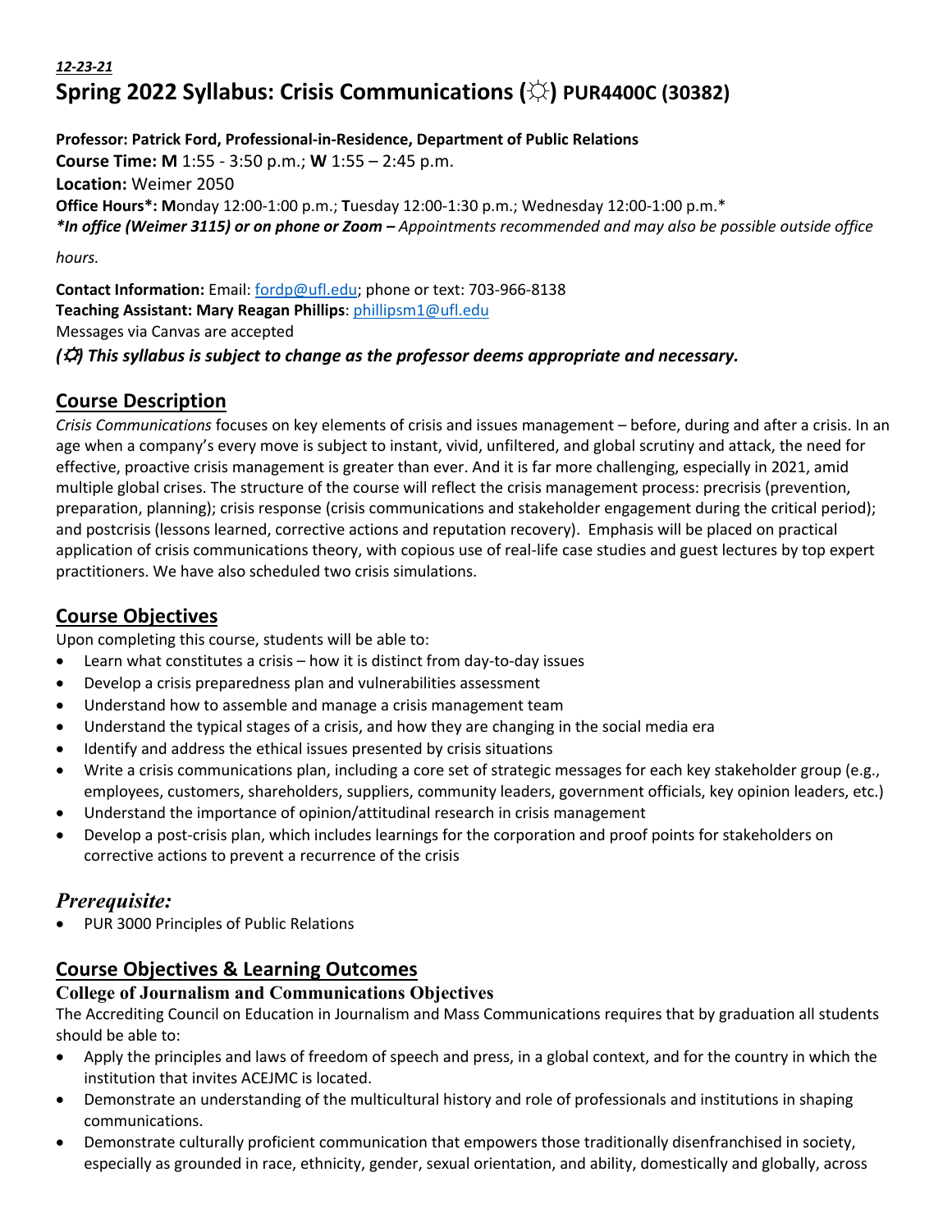***12-23-21***

# Spring 2022 Syllabus: Crisis Communications (☼) PUR4400C (30382)

**Professor: Patrick Ford, Professional-in-Residence, Department of Public Relations**
**Course Time: M** 1:55 - 3:50 p.m.; **W** 1:55 – 2:45 p.m.
**Location:** Weimer 2050
**Office Hours*: M**onday 12:00-1:00 p.m.; **T**uesday 12:00-1:30 p.m.; Wednesday 12:00-1:00 p.m.*
***In office (Weimer 3115) or on phone or Zoom –** *Appointments recommended and may also be possible outside office hours.*

**Contact Information:** Email: fordp@ufl.edu; phone or text: 703-966-8138
**Teaching Assistant: Mary Reagan Phillips**: phillipsm1@ufl.edu
Messages via Canvas are accepted
***(☼) This syllabus is subject to change as the professor deems appropriate and necessary.***

## Course Description

*Crisis Communications* focuses on key elements of crisis and issues management – before, during and after a crisis. In an age when a company's every move is subject to instant, vivid, unfiltered, and global scrutiny and attack, the need for effective, proactive crisis management is greater than ever. And it is far more challenging, especially in 2021, amid multiple global crises. The structure of the course will reflect the crisis management process: precrisis (prevention, preparation, planning); crisis response (crisis communications and stakeholder engagement during the critical period); and postcrisis (lessons learned, corrective actions and reputation recovery). Emphasis will be placed on practical application of crisis communications theory, with copious use of real-life case studies and guest lectures by top expert practitioners. We have also scheduled two crisis simulations.

## Course Objectives

Upon completing this course, students will be able to:

- Learn what constitutes a crisis – how it is distinct from day-to-day issues
- Develop a crisis preparedness plan and vulnerabilities assessment
- Understand how to assemble and manage a crisis management team
- Understand the typical stages of a crisis, and how they are changing in the social media era
- Identify and address the ethical issues presented by crisis situations
- Write a crisis communications plan, including a core set of strategic messages for each key stakeholder group (e.g., employees, customers, shareholders, suppliers, community leaders, government officials, key opinion leaders, etc.)
- Understand the importance of opinion/attitudinal research in crisis management
- Develop a post-crisis plan, which includes learnings for the corporation and proof points for stakeholders on corrective actions to prevent a recurrence of the crisis

## *Prerequisite:*

- PUR 3000 Principles of Public Relations

## Course Objectives & Learning Outcomes

### College of Journalism and Communications Objectives

The Accrediting Council on Education in Journalism and Mass Communications requires that by graduation all students should be able to:

- Apply the principles and laws of freedom of speech and press, in a global context, and for the country in which the institution that invites ACEJMC is located.
- Demonstrate an understanding of the multicultural history and role of professionals and institutions in shaping communications.
- Demonstrate culturally proficient communication that empowers those traditionally disenfranchised in society, especially as grounded in race, ethnicity, gender, sexual orientation, and ability, domestically and globally, across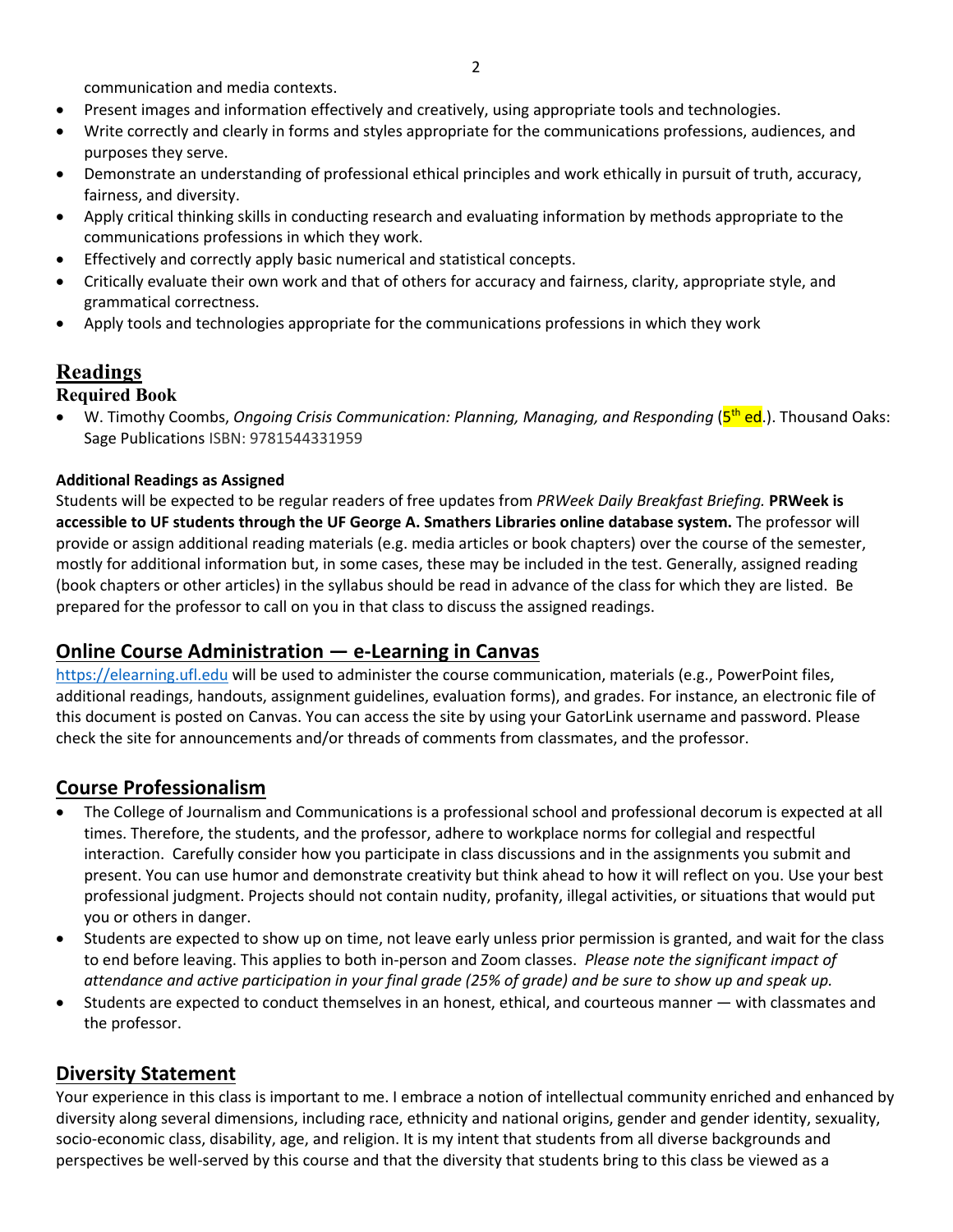communication and media contexts.

- Present images and information effectively and creatively, using appropriate tools and technologies.
- Write correctly and clearly in forms and styles appropriate for the communications professions, audiences, and purposes they serve.
- Demonstrate an understanding of professional ethical principles and work ethically in pursuit of truth, accuracy, fairness, and diversity.
- Apply critical thinking skills in conducting research and evaluating information by methods appropriate to the communications professions in which they work.
- Effectively and correctly apply basic numerical and statistical concepts.
- Critically evaluate their own work and that of others for accuracy and fairness, clarity, appropriate style, and grammatical correctness.
- Apply tools and technologies appropriate for the communications professions in which they work

## Readings

### Required Book

- W. Timothy Coombs, *Ongoing Crisis Communication: Planning, Managing, and Responding* (5th ed.). Thousand Oaks: Sage Publications ISBN: 9781544331959

**Additional Readings as Assigned**

Students will be expected to be regular readers of free updates from *PRWeek Daily Breakfast Briefing.* **PRWeek is accessible to UF students through the UF George A. Smathers Libraries online database system.** The professor will provide or assign additional reading materials (e.g. media articles or book chapters) over the course of the semester, mostly for additional information but, in some cases, these may be included in the test. Generally, assigned reading (book chapters or other articles) in the syllabus should be read in advance of the class for which they are listed. Be prepared for the professor to call on you in that class to discuss the assigned readings.

## Online Course Administration — e-Learning in Canvas

https://elearning.ufl.edu will be used to administer the course communication, materials (e.g., PowerPoint files, additional readings, handouts, assignment guidelines, evaluation forms), and grades. For instance, an electronic file of this document is posted on Canvas. You can access the site by using your GatorLink username and password. Please check the site for announcements and/or threads of comments from classmates, and the professor.

## Course Professionalism

- The College of Journalism and Communications is a professional school and professional decorum is expected at all times. Therefore, the students, and the professor, adhere to workplace norms for collegial and respectful interaction. Carefully consider how you participate in class discussions and in the assignments you submit and present. You can use humor and demonstrate creativity but think ahead to how it will reflect on you. Use your best professional judgment. Projects should not contain nudity, profanity, illegal activities, or situations that would put you or others in danger.
- Students are expected to show up on time, not leave early unless prior permission is granted, and wait for the class to end before leaving. This applies to both in-person and Zoom classes. *Please note the significant impact of attendance and active participation in your final grade (25% of grade) and be sure to show up and speak up.*
- Students are expected to conduct themselves in an honest, ethical, and courteous manner — with classmates and the professor.

## Diversity Statement

Your experience in this class is important to me. I embrace a notion of intellectual community enriched and enhanced by diversity along several dimensions, including race, ethnicity and national origins, gender and gender identity, sexuality, socio-economic class, disability, age, and religion. It is my intent that students from all diverse backgrounds and perspectives be well-served by this course and that the diversity that students bring to this class be viewed as a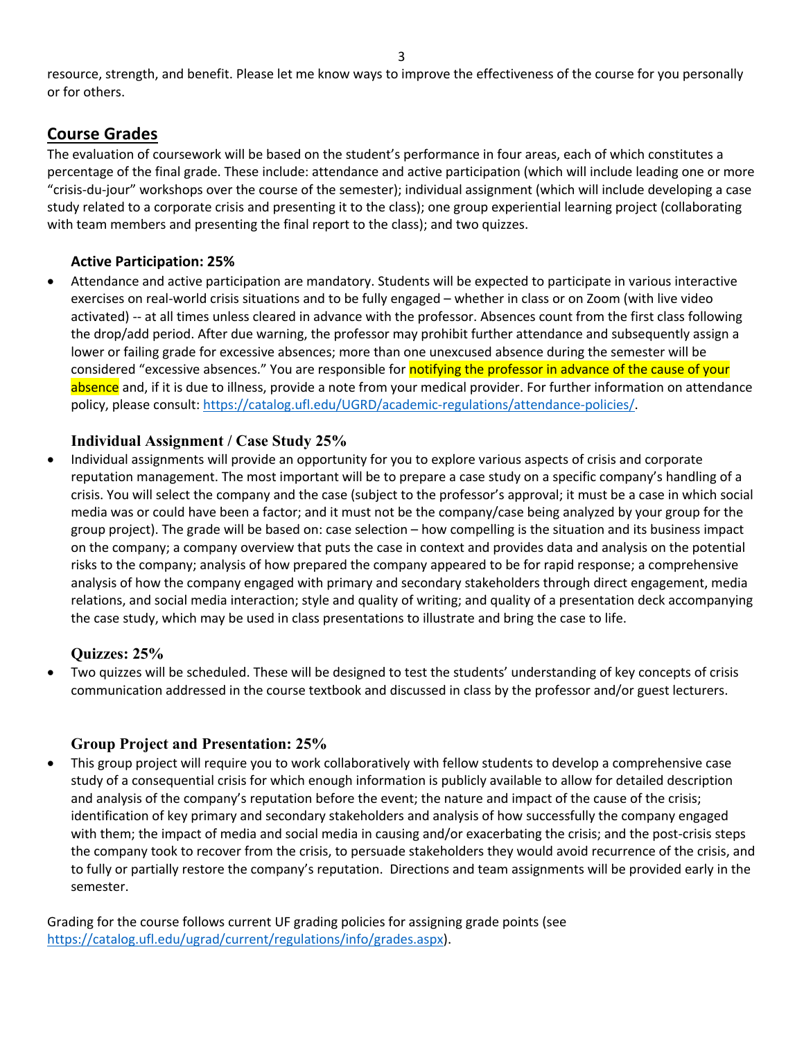resource, strength, and benefit. Please let me know ways to improve the effectiveness of the course for you personally or for others.

## Course Grades

The evaluation of coursework will be based on the student's performance in four areas, each of which constitutes a percentage of the final grade. These include: attendance and active participation (which will include leading one or more "crisis-du-jour" workshops over the course of the semester); individual assignment (which will include developing a case study related to a corporate crisis and presenting it to the class); one group experiential learning project (collaborating with team members and presenting the final report to the class); and two quizzes.

### Active Participation: 25%

- Attendance and active participation are mandatory. Students will be expected to participate in various interactive exercises on real-world crisis situations and to be fully engaged – whether in class or on Zoom (with live video activated) -- at all times unless cleared in advance with the professor. Absences count from the first class following the drop/add period. After due warning, the professor may prohibit further attendance and subsequently assign a lower or failing grade for excessive absences; more than one unexcused absence during the semester will be considered "excessive absences." You are responsible for notifying the professor in advance of the cause of your absence and, if it is due to illness, provide a note from your medical provider. For further information on attendance policy, please consult: https://catalog.ufl.edu/UGRD/academic-regulations/attendance-policies/.

### Individual Assignment / Case Study 25%

- Individual assignments will provide an opportunity for you to explore various aspects of crisis and corporate reputation management. The most important will be to prepare a case study on a specific company's handling of a crisis. You will select the company and the case (subject to the professor's approval; it must be a case in which social media was or could have been a factor; and it must not be the company/case being analyzed by your group for the group project). The grade will be based on: case selection – how compelling is the situation and its business impact on the company; a company overview that puts the case in context and provides data and analysis on the potential risks to the company; analysis of how prepared the company appeared to be for rapid response; a comprehensive analysis of how the company engaged with primary and secondary stakeholders through direct engagement, media relations, and social media interaction; style and quality of writing; and quality of a presentation deck accompanying the case study, which may be used in class presentations to illustrate and bring the case to life.

### Quizzes: 25%

- Two quizzes will be scheduled. These will be designed to test the students' understanding of key concepts of crisis communication addressed in the course textbook and discussed in class by the professor and/or guest lecturers.

### Group Project and Presentation: 25%

- This group project will require you to work collaboratively with fellow students to develop a comprehensive case study of a consequential crisis for which enough information is publicly available to allow for detailed description and analysis of the company's reputation before the event; the nature and impact of the cause of the crisis; identification of key primary and secondary stakeholders and analysis of how successfully the company engaged with them; the impact of media and social media in causing and/or exacerbating the crisis; and the post-crisis steps the company took to recover from the crisis, to persuade stakeholders they would avoid recurrence of the crisis, and to fully or partially restore the company's reputation. Directions and team assignments will be provided early in the semester.

Grading for the course follows current UF grading policies for assigning grade points (see https://catalog.ufl.edu/ugrad/current/regulations/info/grades.aspx).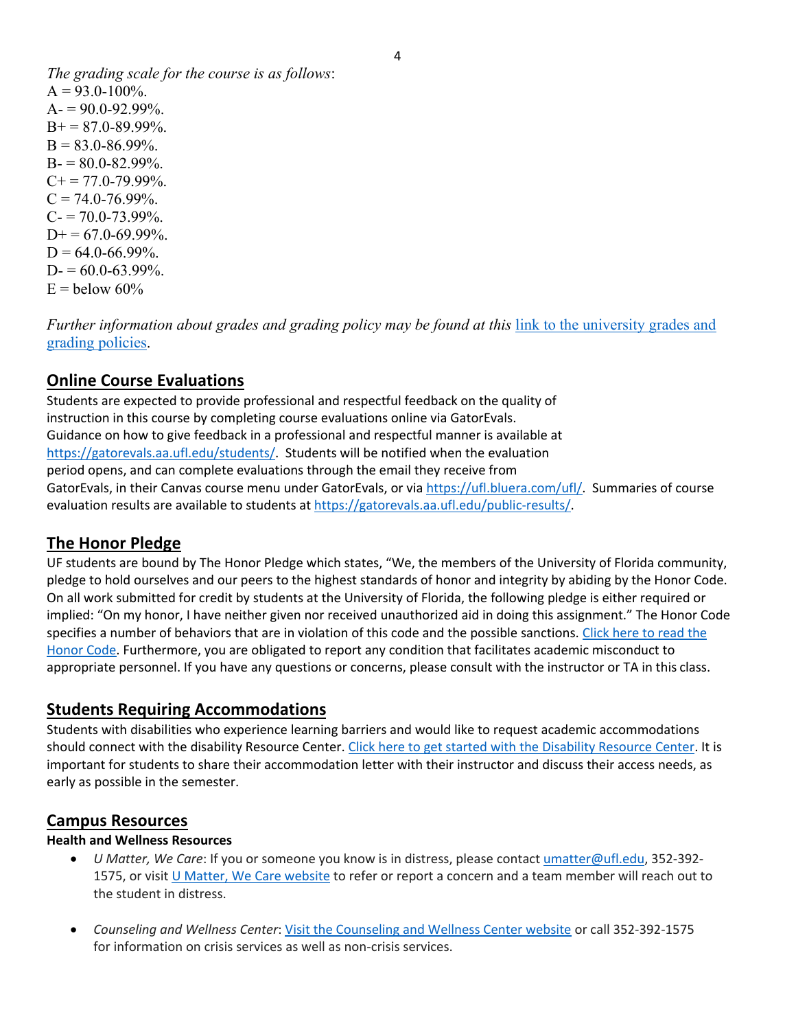*The grading scale for the course is as follows*:
A = 93.0-100%.
A- = 90.0-92.99%.
B+ = 87.0-89.99%.
B = 83.0-86.99%.
B- = 80.0-82.99%.
C+ = 77.0-79.99%.
C = 74.0-76.99%.
C- = 70.0-73.99%.
D+ = 67.0-69.99%.
D = 64.0-66.99%.
D- = 60.0-63.99%.
E = below 60%

*Further information about grades and grading policy may be found at this* link to the university grades and grading policies.

## Online Course Evaluations

Students are expected to provide professional and respectful feedback on the quality of instruction in this course by completing course evaluations online via GatorEvals. Guidance on how to give feedback in a professional and respectful manner is available at https://gatorevals.aa.ufl.edu/students/. Students will be notified when the evaluation period opens, and can complete evaluations through the email they receive from GatorEvals, in their Canvas course menu under GatorEvals, or via https://ufl.bluera.com/ufl/. Summaries of course evaluation results are available to students at https://gatorevals.aa.ufl.edu/public-results/.

## The Honor Pledge

UF students are bound by The Honor Pledge which states, "We, the members of the University of Florida community, pledge to hold ourselves and our peers to the highest standards of honor and integrity by abiding by the Honor Code. On all work submitted for credit by students at the University of Florida, the following pledge is either required or implied: "On my honor, I have neither given nor received unauthorized aid in doing this assignment." The Honor Code specifies a number of behaviors that are in violation of this code and the possible sanctions. Click here to read the Honor Code. Furthermore, you are obligated to report any condition that facilitates academic misconduct to appropriate personnel. If you have any questions or concerns, please consult with the instructor or TA in this class.

## Students Requiring Accommodations

Students with disabilities who experience learning barriers and would like to request academic accommodations should connect with the disability Resource Center. Click here to get started with the Disability Resource Center. It is important for students to share their accommodation letter with their instructor and discuss their access needs, as early as possible in the semester.

## Campus Resources

**Health and Wellness Resources**

- *U Matter, We Care*: If you or someone you know is in distress, please contact umatter@ufl.edu, 352-392-1575, or visit U Matter, We Care website to refer or report a concern and a team member will reach out to the student in distress.

- *Counseling and Wellness Center*: Visit the Counseling and Wellness Center website or call 352-392-1575 for information on crisis services as well as non-crisis services.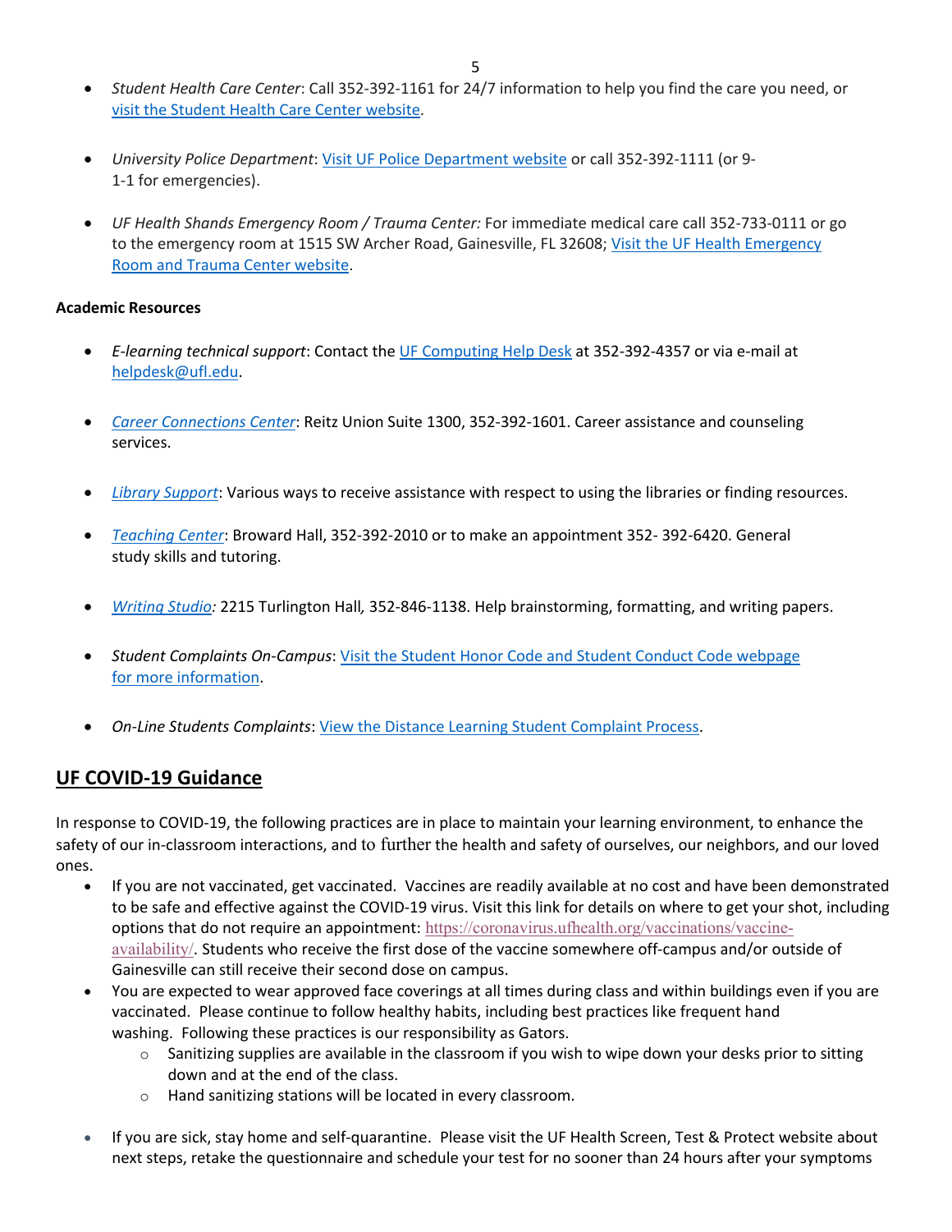- *Student Health Care Center*: Call 352-392-1161 for 24/7 information to help you find the care you need, or [visit the Student Health Care Center website](#).

- *University Police Department*: [Visit UF Police Department website](#) or call 352-392-1111 (or 9-1-1 for emergencies).

- *UF Health Shands Emergency Room / Trauma Center:* For immediate medical care call 352-733-0111 or go to the emergency room at 1515 SW Archer Road, Gainesville, FL 32608; [Visit the UF Health Emergency Room and Trauma Center website](#).

**Academic Resources**

- *E-learning technical support*: Contact the [UF Computing Help Desk](#) at 352-392-4357 or via e-mail at [helpdesk@ufl.edu](mailto:helpdesk@ufl.edu).

- *[Career Connections Center](#)*: Reitz Union Suite 1300, 352-392-1601. Career assistance and counseling services.

- *[Library Support](#)*: Various ways to receive assistance with respect to using the libraries or finding resources.

- *[Teaching Center](#)*: Broward Hall, 352-392-2010 or to make an appointment 352- 392-6420. General study skills and tutoring.

- *[Writing Studio](#):* 2215 Turlington Hall*,* 352-846-1138. Help brainstorming, formatting, and writing papers.

- *Student Complaints On-Campus*: [Visit the Student Honor Code and Student Conduct Code webpage for more information](#).

- *On-Line Students Complaints*: [View the Distance Learning Student Complaint Process](#).

## UF COVID-19 Guidance

In response to COVID-19, the following practices are in place to maintain your learning environment, to enhance the safety of our in-classroom interactions, and to further the health and safety of ourselves, our neighbors, and our loved ones.

- If you are not vaccinated, get vaccinated. Vaccines are readily available at no cost and have been demonstrated to be safe and effective against the COVID-19 virus. Visit this link for details on where to get your shot, including options that do not require an appointment: [https://coronavirus.ufhealth.org/vaccinations/vaccine-availability/](https://coronavirus.ufhealth.org/vaccinations/vaccine-availability/). Students who receive the first dose of the vaccine somewhere off-campus and/or outside of Gainesville can still receive their second dose on campus.
- You are expected to wear approved face coverings at all times during class and within buildings even if you are vaccinated. Please continue to follow healthy habits, including best practices like frequent hand washing. Following these practices is our responsibility as Gators.
  - Sanitizing supplies are available in the classroom if you wish to wipe down your desks prior to sitting down and at the end of the class.
  - Hand sanitizing stations will be located in every classroom.

- If you are sick, stay home and self-quarantine. Please visit the UF Health Screen, Test & Protect website about next steps, retake the questionnaire and schedule your test for no sooner than 24 hours after your symptoms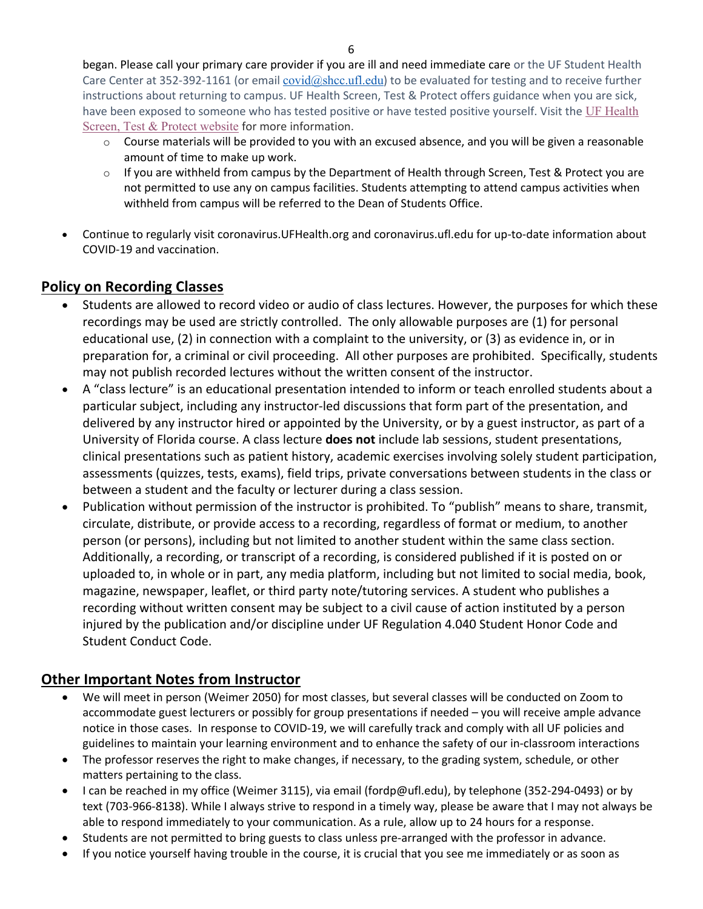began. Please call your primary care provider if you are ill and need immediate care or the UF Student Health Care Center at 352-392-1161 (or email covid@shcc.ufl.edu) to be evaluated for testing and to receive further instructions about returning to campus. UF Health Screen, Test & Protect offers guidance when you are sick, have been exposed to someone who has tested positive or have tested positive yourself. Visit the UF Health Screen, Test & Protect website for more information.

  - Course materials will be provided to you with an excused absence, and you will be given a reasonable amount of time to make up work.
  - If you are withheld from campus by the Department of Health through Screen, Test & Protect you are not permitted to use any on campus facilities. Students attempting to attend campus activities when withheld from campus will be referred to the Dean of Students Office.

- Continue to regularly visit coronavirus.UFHealth.org and coronavirus.ufl.edu for up-to-date information about COVID-19 and vaccination.

## Policy on Recording Classes

- Students are allowed to record video or audio of class lectures. However, the purposes for which these recordings may be used are strictly controlled. The only allowable purposes are (1) for personal educational use, (2) in connection with a complaint to the university, or (3) as evidence in, or in preparation for, a criminal or civil proceeding. All other purposes are prohibited. Specifically, students may not publish recorded lectures without the written consent of the instructor.
- A "class lecture" is an educational presentation intended to inform or teach enrolled students about a particular subject, including any instructor-led discussions that form part of the presentation, and delivered by any instructor hired or appointed by the University, or by a guest instructor, as part of a University of Florida course. A class lecture **does not** include lab sessions, student presentations, clinical presentations such as patient history, academic exercises involving solely student participation, assessments (quizzes, tests, exams), field trips, private conversations between students in the class or between a student and the faculty or lecturer during a class session.
- Publication without permission of the instructor is prohibited. To "publish" means to share, transmit, circulate, distribute, or provide access to a recording, regardless of format or medium, to another person (or persons), including but not limited to another student within the same class section. Additionally, a recording, or transcript of a recording, is considered published if it is posted on or uploaded to, in whole or in part, any media platform, including but not limited to social media, book, magazine, newspaper, leaflet, or third party note/tutoring services. A student who publishes a recording without written consent may be subject to a civil cause of action instituted by a person injured by the publication and/or discipline under UF Regulation 4.040 Student Honor Code and Student Conduct Code.

## Other Important Notes from Instructor

- We will meet in person (Weimer 2050) for most classes, but several classes will be conducted on Zoom to accommodate guest lecturers or possibly for group presentations if needed – you will receive ample advance notice in those cases. In response to COVID-19, we will carefully track and comply with all UF policies and guidelines to maintain your learning environment and to enhance the safety of our in-classroom interactions
- The professor reserves the right to make changes, if necessary, to the grading system, schedule, or other matters pertaining to the class.
- I can be reached in my office (Weimer 3115), via email (fordp@ufl.edu), by telephone (352-294-0493) or by text (703-966-8138). While I always strive to respond in a timely way, please be aware that I may not always be able to respond immediately to your communication. As a rule, allow up to 24 hours for a response.
- Students are not permitted to bring guests to class unless pre-arranged with the professor in advance.
- If you notice yourself having trouble in the course, it is crucial that you see me immediately or as soon as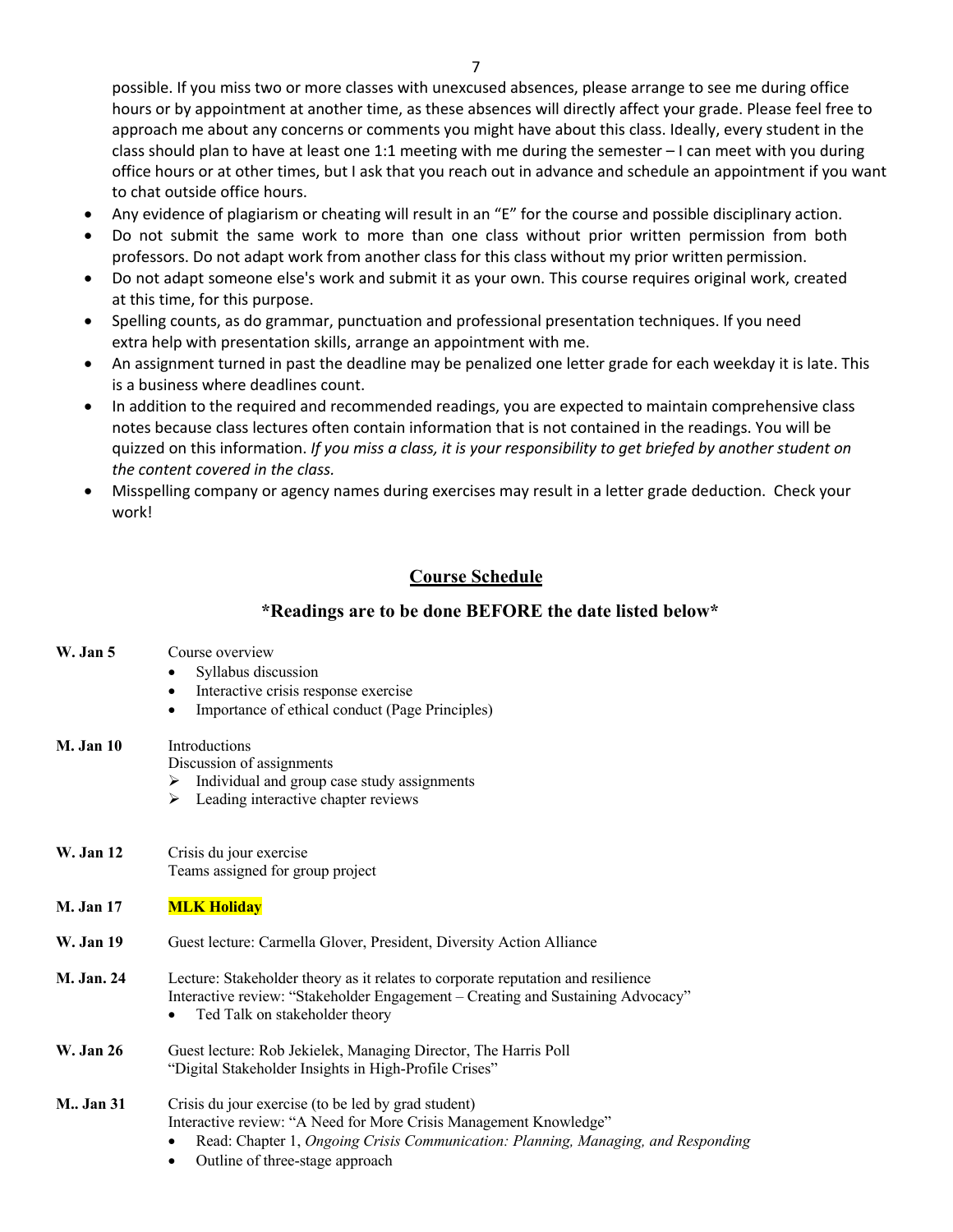possible. If you miss two or more classes with unexcused absences, please arrange to see me during office hours or by appointment at another time, as these absences will directly affect your grade. Please feel free to approach me about any concerns or comments you might have about this class. Ideally, every student in the class should plan to have at least one 1:1 meeting with me during the semester – I can meet with you during office hours or at other times, but I ask that you reach out in advance and schedule an appointment if you want to chat outside office hours.

- Any evidence of plagiarism or cheating will result in an "E" for the course and possible disciplinary action.
- Do not submit the same work to more than one class without prior written permission from both professors. Do not adapt work from another class for this class without my prior written permission.
- Do not adapt someone else's work and submit it as your own. This course requires original work, created at this time, for this purpose.
- Spelling counts, as do grammar, punctuation and professional presentation techniques. If you need extra help with presentation skills, arrange an appointment with me.
- An assignment turned in past the deadline may be penalized one letter grade for each weekday it is late. This is a business where deadlines count.
- In addition to the required and recommended readings, you are expected to maintain comprehensive class notes because class lectures often contain information that is not contained in the readings. You will be quizzed on this information. *If you miss a class, it is your responsibility to get briefed by another student on the content covered in the class.*
- Misspelling company or agency names during exercises may result in a letter grade deduction. Check your work!

## Course Schedule

### *Readings are to be done BEFORE the date listed below*

**W. Jan 5** Course overview
- Syllabus discussion
- Interactive crisis response exercise
- Importance of ethical conduct (Page Principles)

**M. Jan 10** Introductions
Discussion of assignments
- ➢ Individual and group case study assignments
- ➢ Leading interactive chapter reviews

**W. Jan 12** Crisis du jour exercise
Teams assigned for group project

**M. Jan 17** **MLK Holiday**

**W. Jan 19** Guest lecture: Carmella Glover, President, Diversity Action Alliance

**M. Jan. 24** Lecture: Stakeholder theory as it relates to corporate reputation and resilience
Interactive review: "Stakeholder Engagement – Creating and Sustaining Advocacy"
- Ted Talk on stakeholder theory

**W. Jan 26** Guest lecture: Rob Jekielek, Managing Director, The Harris Poll
"Digital Stakeholder Insights in High-Profile Crises"

**M.. Jan 31** Crisis du jour exercise (to be led by grad student)
Interactive review: "A Need for More Crisis Management Knowledge"
- Read: Chapter 1, *Ongoing Crisis Communication: Planning, Managing, and Responding*
- Outline of three-stage approach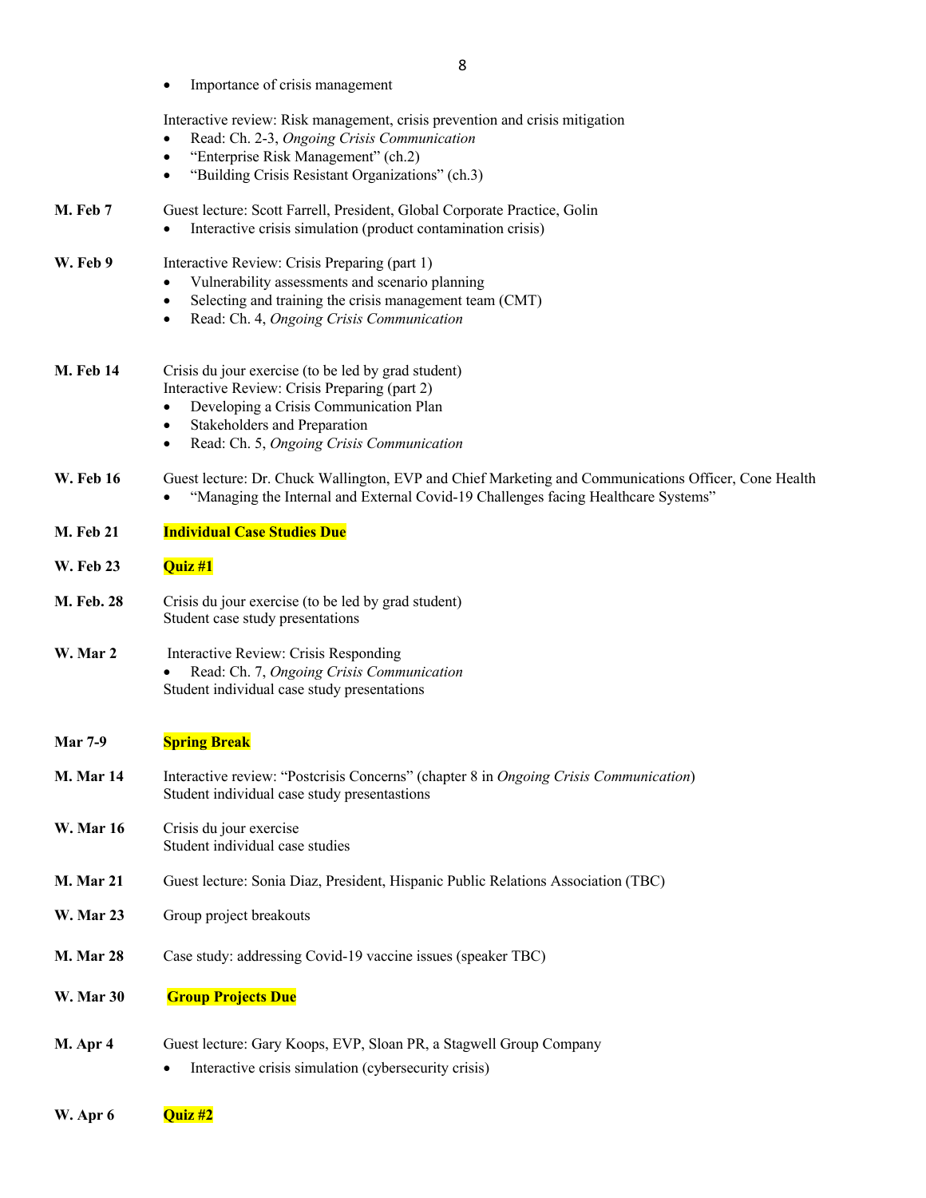- Importance of crisis management

Interactive review: Risk management, crisis prevention and crisis mitigation

- Read: Ch. 2-3, *Ongoing Crisis Communication*
- "Enterprise Risk Management" (ch.2)
- "Building Crisis Resistant Organizations" (ch.3)

**M. Feb 7** Guest lecture: Scott Farrell, President, Global Corporate Practice, Golin

- Interactive crisis simulation (product contamination crisis)

**W. Feb 9** Interactive Review: Crisis Preparing (part 1)

- Vulnerability assessments and scenario planning
- Selecting and training the crisis management team (CMT)
- Read: Ch. 4, *Ongoing Crisis Communication*

**M. Feb 14** Crisis du jour exercise (to be led by grad student)
Interactive Review: Crisis Preparing (part 2)

- Developing a Crisis Communication Plan
- Stakeholders and Preparation
- Read: Ch. 5, *Ongoing Crisis Communication*

**W. Feb 16** Guest lecture: Dr. Chuck Wallington, EVP and Chief Marketing and Communications Officer, Cone Health

- "Managing the Internal and External Covid-19 Challenges facing Healthcare Systems"

**M. Feb 21** **Individual Case Studies Due**

**W. Feb 23** **Quiz #1**

**M. Feb. 28** Crisis du jour exercise (to be led by grad student)
Student case study presentations

**W. Mar 2** Interactive Review: Crisis Responding

- Read: Ch. 7, *Ongoing Crisis Communication*

Student individual case study presentations

**Mar 7-9** **Spring Break**

**M. Mar 14** Interactive review: "Postcrisis Concerns" (chapter 8 in *Ongoing Crisis Communication*)
Student individual case study presentastions

**W. Mar 16** Crisis du jour exercise
Student individual case studies

**M. Mar 21** Guest lecture: Sonia Diaz, President, Hispanic Public Relations Association (TBC)

**W. Mar 23** Group project breakouts

**M. Mar 28** Case study: addressing Covid-19 vaccine issues (speaker TBC)

**W. Mar 30** **Group Projects Due**

**M. Apr 4** Guest lecture: Gary Koops, EVP, Sloan PR, a Stagwell Group Company

- Interactive crisis simulation (cybersecurity crisis)

**W. Apr 6** **Quiz #2**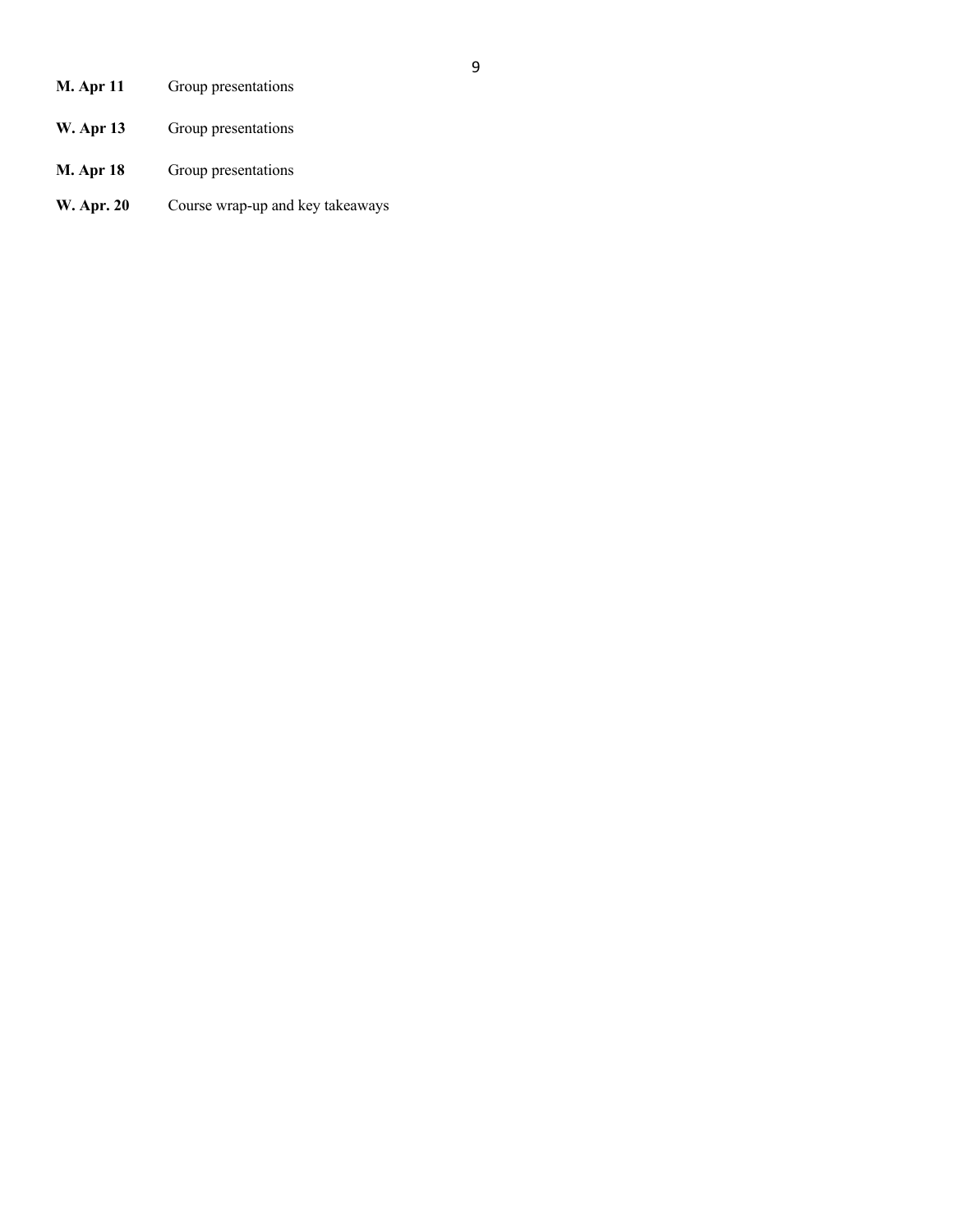**M. Apr 11** Group presentations

**W. Apr 13** Group presentations

**M. Apr 18** Group presentations

**W. Apr. 20** Course wrap-up and key takeaways